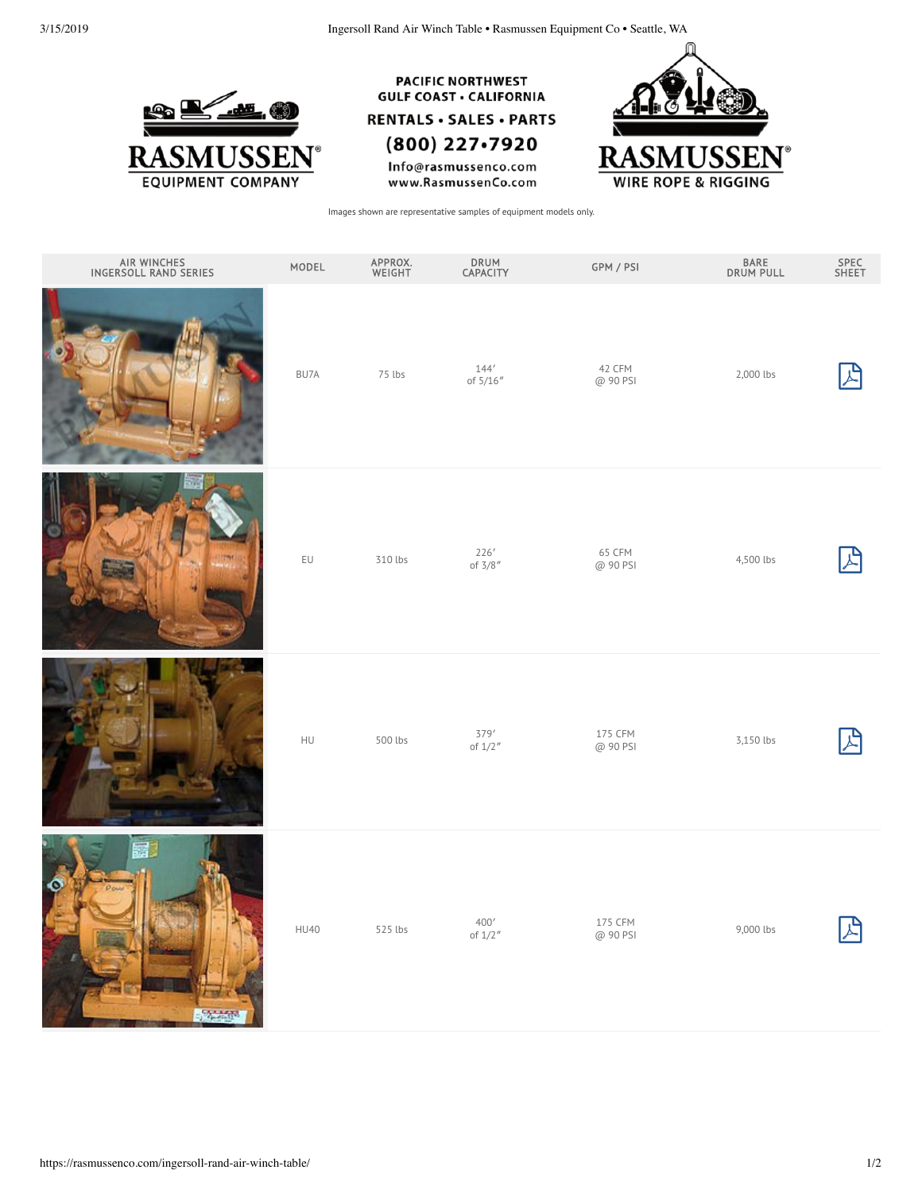PACIFIC NORTHWEST
GULF COAST • CALIFORNIA

RENTALS • SALES • PARTS

(800) 227•7920

Info@rasmussenco.com
www.RasmussenCo.com

RASMUSSEN® EQUIPMENT COMPANY

RASMUSSEN® WIRE ROPE & RIGGING

Images shown are representative samples of equipment models only.

| AIR WINCHES INGERSOLL RAND SERIES | MODEL | APPROX. WEIGHT | DRUM CAPACITY | GPM / PSI | BARE DRUM PULL | SPEC SHEET |
|---|---|---|---|---|---|---|
| | BU7A | 75 lbs | 144′ of 5/16″ | 42 CFM @ 90 PSI | 2,000 lbs | |
| | EU | 310 lbs | 226′ of 3/8″ | 65 CFM @ 90 PSI | 4,500 lbs | |
| | HU | 500 lbs | 379′ of 1/2″ | 175 CFM @ 90 PSI | 3,150 lbs | |
| | HU40 | 525 lbs | 400′ of 1/2″ | 175 CFM @ 90 PSI | 9,000 lbs | |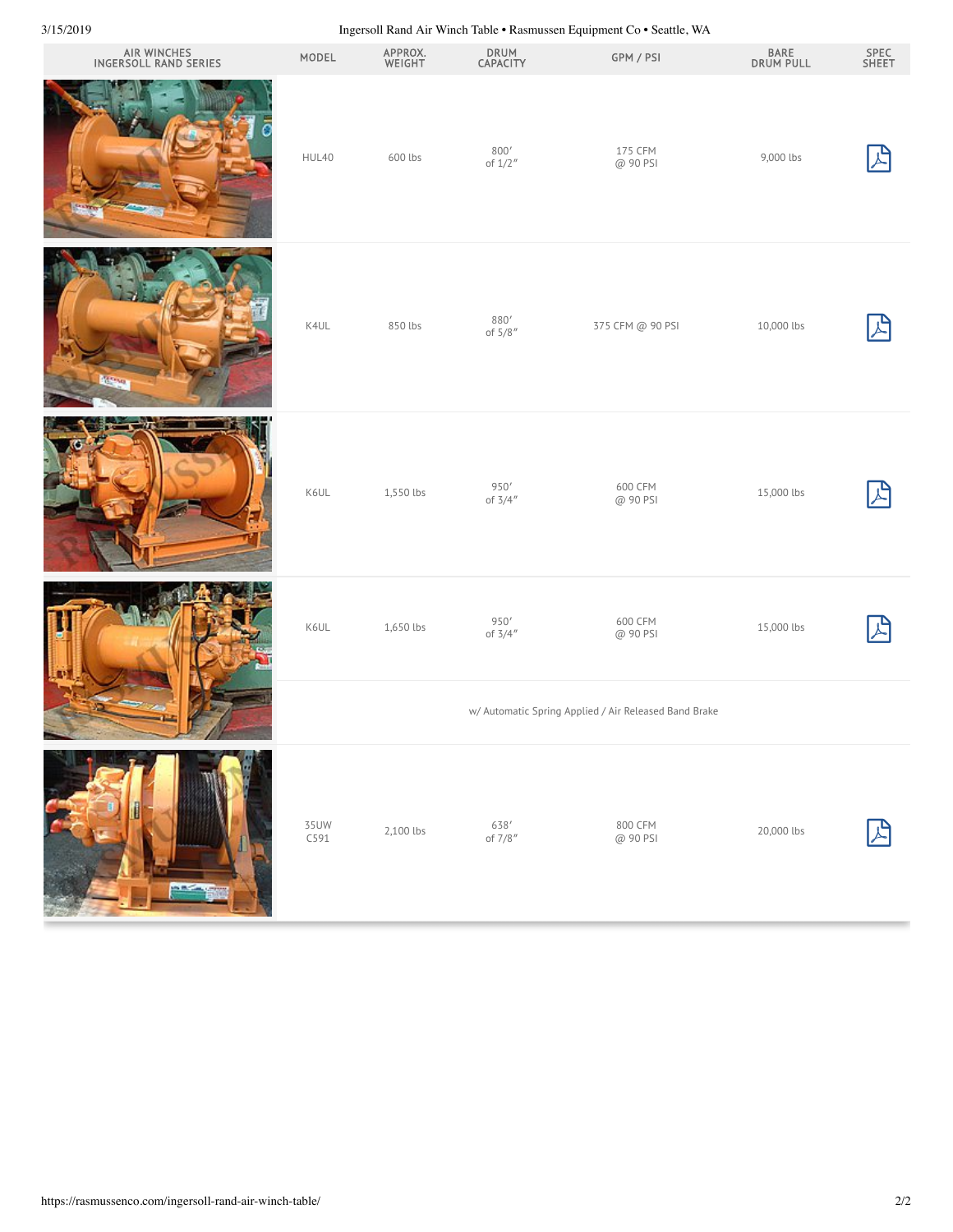| AIR WINCHES INGERSOLL RAND SERIES | MODEL | APPROX. WEIGHT | DRUM CAPACITY | GPM / PSI | BARE DRUM PULL | SPEC SHEET |
|---|---|---|---|---|---|---|
| | HUL40 | 600 lbs | 800′ of 1/2″ | 175 CFM @ 90 PSI | 9,000 lbs | |
| | K4UL | 850 lbs | 880′ of 5/8″ | 375 CFM @ 90 PSI | 10,000 lbs | |
| | K6UL | 1,550 lbs | 950′ of 3/4″ | 600 CFM @ 90 PSI | 15,000 lbs | |
| | K6UL | 1,650 lbs | 950′ of 3/4″ | 600 CFM @ 90 PSI | 15,000 lbs | |
| | w/ Automatic Spring Applied / Air Released Band Brake | | | | | |
| | 35UW C591 | 2,100 lbs | 638′ of 7/8″ | 800 CFM @ 90 PSI | 20,000 lbs | |